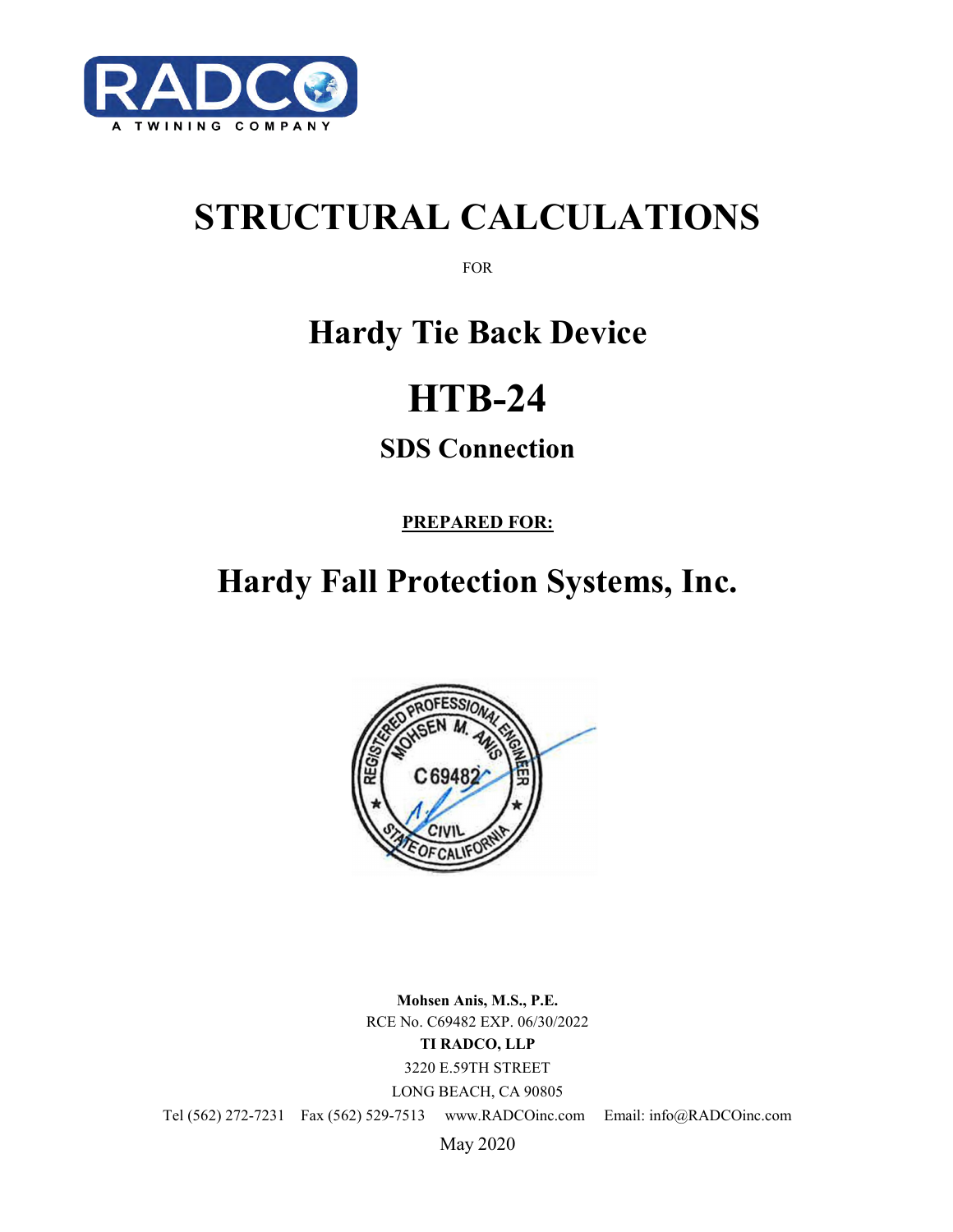RADCO

A TWINING COMPANY

# STRUCTURAL CALCULATIONS

FOR

## Hardy Tie Back Device

# HTB-24

### SDS Connection

**PREPARED FOR:**

## Hardy Fall Protection Systems, Inc.

REGISTERED PROFESSIONAL ENGINEER
MOHSEN M. ANIS
C 69482
CIVIL
STATE OF CALIFORNIA

**Mohsen Anis, M.S., P.E.**
RCE No. C69482 EXP. 06/30/2022
**TI RADCO, LLP**
3220 E.59TH STREET
LONG BEACH, CA 90805
Tel (562) 272-7231 Fax (562) 529-7513 www.RADCOinc.com Email: info@RADCOinc.com
May 2020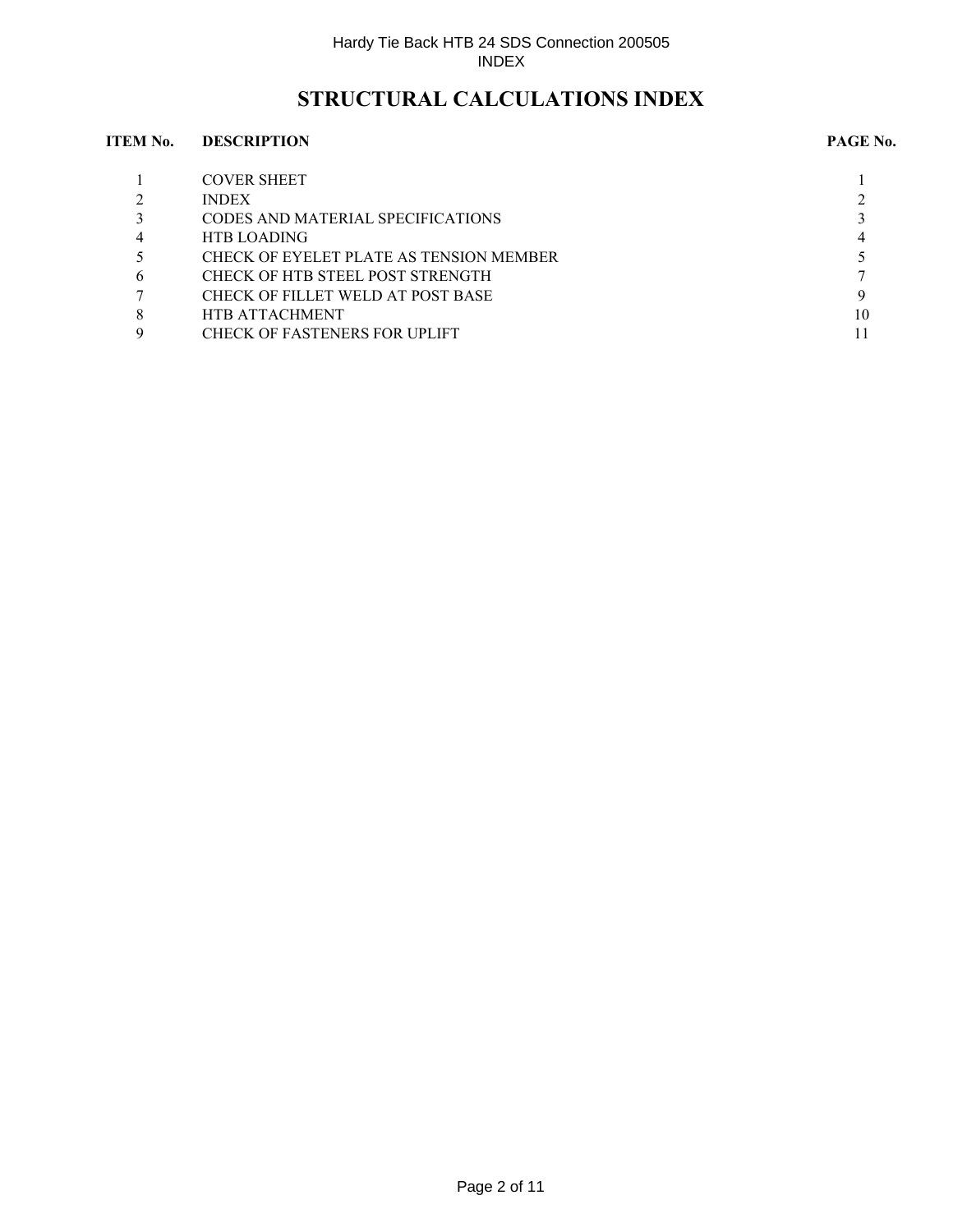# STRUCTURAL CALCULATIONS INDEX

| ITEM No. | DESCRIPTION | PAGE No. |
|---|---|---|
| 1 | COVER SHEET | 1 |
| 2 | INDEX | 2 |
| 3 | CODES AND MATERIAL SPECIFICATIONS | 3 |
| 4 | HTB LOADING | 4 |
| 5 | CHECK OF EYELET PLATE AS TENSION MEMBER | 5 |
| 6 | CHECK OF HTB STEEL POST STRENGTH | 7 |
| 7 | CHECK OF FILLET WELD AT POST BASE | 9 |
| 8 | HTB ATTACHMENT | 10 |
| 9 | CHECK OF FASTENERS FOR UPLIFT | 11 |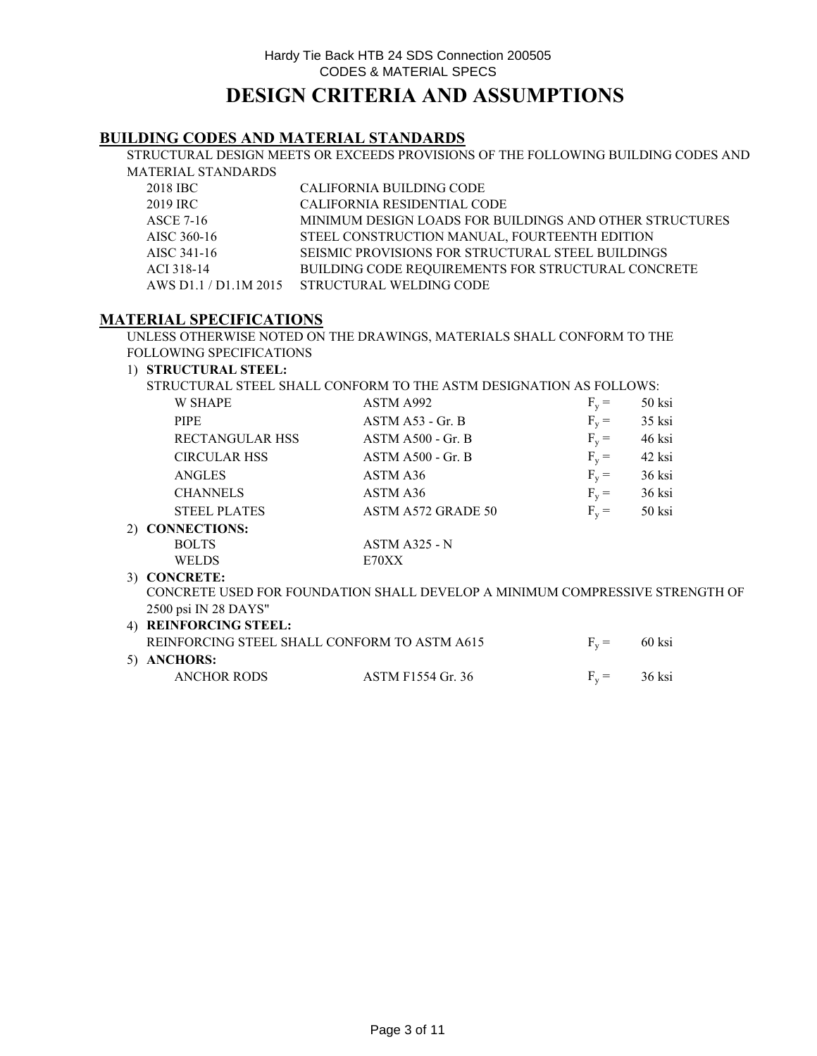# DESIGN CRITERIA AND ASSUMPTIONS

## BUILDING CODES AND MATERIAL STANDARDS

STRUCTURAL DESIGN MEETS OR EXCEEDS PROVISIONS OF THE FOLLOWING BUILDING CODES AND MATERIAL STANDARDS

| | |
|---|---|
| 2018 IBC | CALIFORNIA BUILDING CODE |
| 2019 IRC | CALIFORNIA RESIDENTIAL CODE |
| ASCE 7-16 | MINIMUM DESIGN LOADS FOR BUILDINGS AND OTHER STRUCTURES |
| AISC 360-16 | STEEL CONSTRUCTION MANUAL, FOURTEENTH EDITION |
| AISC 341-16 | SEISMIC PROVISIONS FOR STRUCTURAL STEEL BUILDINGS |
| ACI 318-14 | BUILDING CODE REQUIREMENTS FOR STRUCTURAL CONCRETE |
| AWS D1.1 / D1.1M 2015 | STRUCTURAL WELDING CODE |

## MATERIAL SPECIFICATIONS

UNLESS OTHERWISE NOTED ON THE DRAWINGS, MATERIALS SHALL CONFORM TO THE FOLLOWING SPECIFICATIONS

1) **STRUCTURAL STEEL:**

STRUCTURAL STEEL SHALL CONFORM TO THE ASTM DESIGNATION AS FOLLOWS:

| | | | |
|---|---|---|---|
| W SHAPE | ASTM A992 | $F_y$ = | 50 ksi |
| PIPE | ASTM A53 - Gr. B | $F_y$ = | 35 ksi |
| RECTANGULAR HSS | ASTM A500 - Gr. B | $F_y$ = | 46 ksi |
| CIRCULAR HSS | ASTM A500 - Gr. B | $F_y$ = | 42 ksi |
| ANGLES | ASTM A36 | $F_y$ = | 36 ksi |
| CHANNELS | ASTM A36 | $F_y$ = | 36 ksi |
| STEEL PLATES | ASTM A572 GRADE 50 | $F_y$ = | 50 ksi |

2) **CONNECTIONS:**

| | |
|---|---|
| BOLTS | ASTM A325 - N |
| WELDS | E70XX |

3) **CONCRETE:**

CONCRETE USED FOR FOUNDATION SHALL DEVELOP A MINIMUM COMPRESSIVE STRENGTH OF 2500 psi IN 28 DAYS"

4) **REINFORCING STEEL:**

REINFORCING STEEL SHALL CONFORM TO ASTM A615 $F_y$ = 60 ksi

5) **ANCHORS:**

| | | | |
|---|---|---|---|
| ANCHOR RODS | ASTM F1554 Gr. 36 | $F_y$ = | 36 ksi |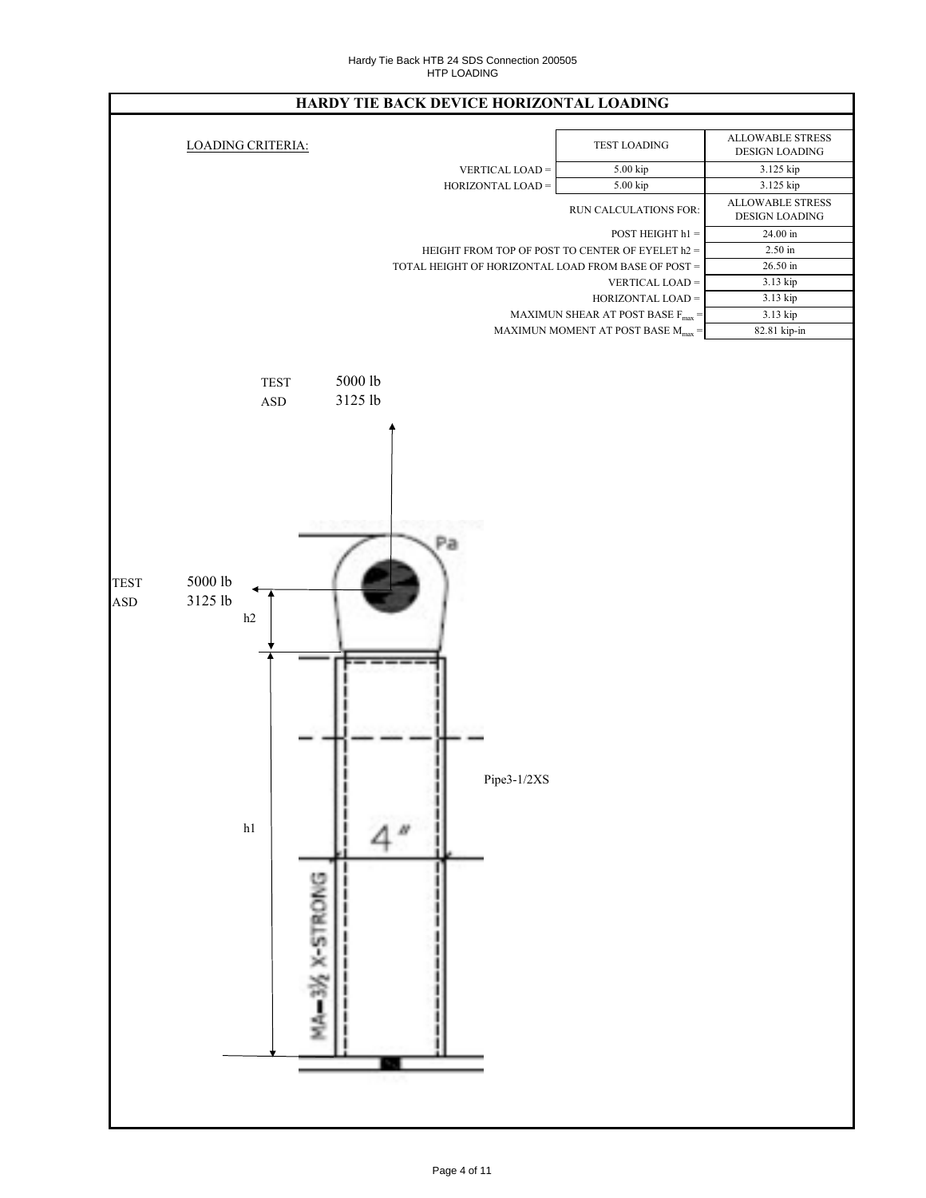## HARDY TIE BACK DEVICE HORIZONTAL LOADING

LOADING CRITERIA:

| | TEST LOADING | ALLOWABLE STRESS DESIGN LOADING |
|---|---|---|
| VERTICAL LOAD = | 5.00 kip | 3.125 kip |
| HORIZONTAL LOAD = | 5.00 kip | 3.125 kip |

| RUN CALCULATIONS FOR: | ALLOWABLE STRESS DESIGN LOADING |
|---|---|
| POST HEIGHT h1 = | 24.00 in |
| HEIGHT FROM TOP OF POST TO CENTER OF EYELET h2 = | 2.50 in |
| TOTAL HEIGHT OF HORIZONTAL LOAD FROM BASE OF POST = | 26.50 in |
| VERTICAL LOAD = | 3.13 kip |
| HORIZONTAL LOAD = | 3.13 kip |
| MAXIMUN SHEAR AT POST BASE $F_{max}$ = | 3.13 kip |
| MAXIMUN MOMENT AT POST BASE $M_{max}$ = | 82.81 kip-in |

TEST 5000 lb
ASD 3125 lb

Pa

TEST 5000 lb
ASD 3125 lb

h2

h1

Pipe3-1/2XS

4"

MA—3½ X-STRONG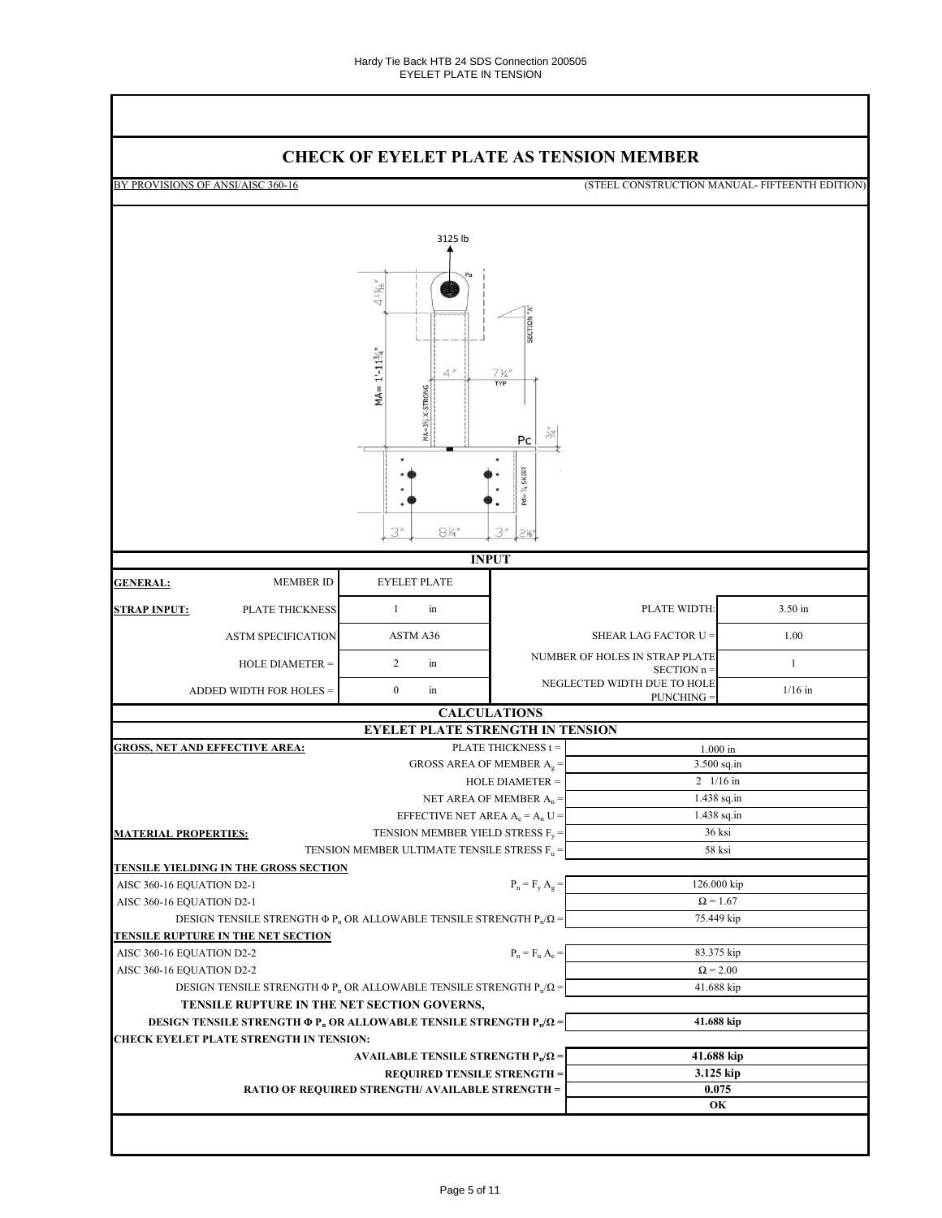# CHECK OF EYELET PLATE AS TENSION MEMBER

BY PROVISIONS OF ANSI/AISC 360-16 (STEEL CONSTRUCTION MANUAL- FIFTEENTH EDITION)

## INPUT

| | | | | |
|---|---|---|---|---|
| **GENERAL:** | MEMBER ID | EYELET PLATE | | |
| **STRAP INPUT:** | PLATE THICKNESS | 1 in | PLATE WIDTH: | 3.50 in |
| | ASTM SPECIFICATION | ASTM A36 | SHEAR LAG FACTOR U = | 1.00 |
| | HOLE DIAMETER = | 2 in | NUMBER OF HOLES IN STRAP PLATE SECTION n = | 1 |
| | ADDED WIDTH FOR HOLES = | 0 in | NEGLECTED WIDTH DUE TO HOLE PUNCHING = | 1/16 in |

## CALCULATIONS

### EYELET PLATE STRENGTH IN TENSION

| | | |
|---|---|---|
| **GROSS, NET AND EFFECTIVE AREA:** | PLATE THICKNESS t = | 1.000 in |
| | GROSS AREA OF MEMBER $A_g$ = | 3.500 sq.in |
| | HOLE DIAMETER = | 2 1/16 in |
| | NET AREA OF MEMBER $A_n$ = | 1.438 sq.in |
| | EFFECTIVE NET AREA $A_e = A_n U$ = | 1.438 sq.in |
| **MATERIAL PROPERTIES:** | TENSION MEMBER YIELD STRESS $F_y$ = | 36 ksi |
| | TENSION MEMBER ULTIMATE TENSILE STRESS $F_u$ = | 58 ksi |
| **TENSILE YIELDING IN THE GROSS SECTION** | | |
| AISC 360-16 EQUATION D2-1 | $P_n = F_y A_g$ = | 126.000 kip |
| AISC 360-16 EQUATION D2-1 | | $\Omega = 1.67$ |
| | DESIGN TENSILE STRENGTH $\Phi P_n$ OR ALLOWABLE TENSILE STRENGTH $P_n/\Omega$ = | 75.449 kip |
| **TENSILE RUPTURE IN THE NET SECTION** | | |
| AISC 360-16 EQUATION D2-2 | $P_n = F_u A_e$ = | 83.375 kip |
| AISC 360-16 EQUATION D2-2 | | $\Omega = 2.00$ |
| | DESIGN TENSILE STRENGTH $\Phi P_n$ OR ALLOWABLE TENSILE STRENGTH $P_n/\Omega$ = | 41.688 kip |
| **TENSILE RUPTURE IN THE NET SECTION GOVERNS,** | | |
| | **DESIGN TENSILE STRENGTH $\Phi P_n$ OR ALLOWABLE TENSILE STRENGTH $P_n/\Omega$ =** | **41.688 kip** |
| **CHECK EYELET PLATE STRENGTH IN TENSION:** | | |
| | **AVAILABLE TENSILE STRENGTH $P_n/\Omega$ =** | **41.688 kip** |
| | **REQUIRED TENSILE STRENGTH =** | **3.125 kip** |
| | **RATIO OF REQUIRED STRENGTH/ AVAILABLE STRENGTH =** | **0.075** |
| | | **OK** |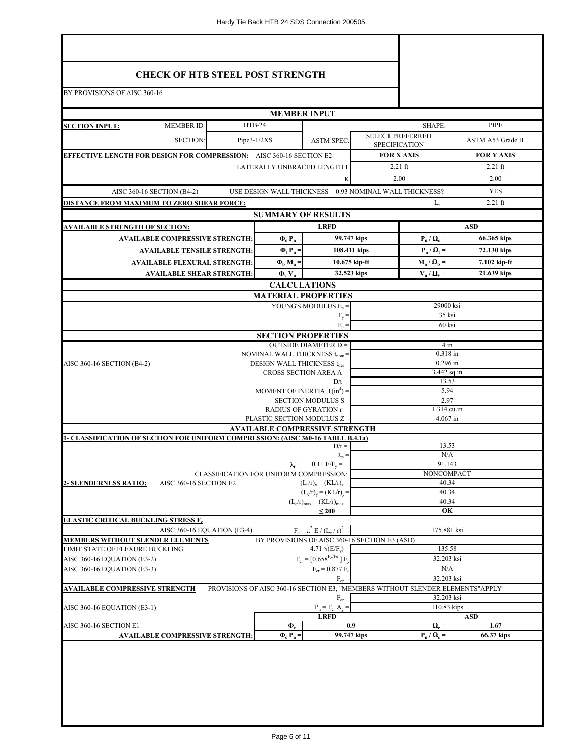# CHECK OF HTB STEEL POST STRENGTH

BY PROVISIONS OF AISC 360-16

## MEMBER INPUT

| | | | | | |
|---|---|---|---|---|---|
| **SECTION INPUT:** | MEMBER ID | HTB-24 | | SHAPE: | PIPE |
| | SECTION: | Pipe3-1/2XS | ASTM SPEC. | SELECT PREFERRED SPECIFICATION | ASTM A53 Grade B |
| **EFFECTIVE LENGTH FOR DESIGN FOR COMPRESSION:** | AISC 360-16 SECTION E2 | | | **FOR X AXIS** | **FOR Y AXIS** |
| | | LATERALLY UNBRACED LENGTH L | | 2.21 ft | 2.21 ft |
| | | K | | 2.00 | 2.00 |
| AISC 360-16 SECTION (B4-2) | USE DESIGN WALL THICKNESS = 0.93 NOMINAL WALL THICKNESS? | | | | YES |
| **DISTANCE FROM MAXIMUM TO ZERO SHEAR FORCE:** | | | | $L_v$ = | 2.21 ft |

## SUMMARY OF RESULTS

| **AVAILABLE STRENGTH OF SECTION:** | | **LRFD** | | **ASD** |
|---|---|---|---|---|
| **AVAILABLE COMPRESSIVE STRENGTH:** | $\Phi_c P_n$ = | 99.747 kips | $P_n / \Omega_c$ = | 66.365 kips |
| **AVAILABLE TENSILE STRENGTH:** | $\Phi_t P_n$ = | 108.411 kips | $P_n / \Omega_t$ = | 72.130 kips |
| **AVAILABLE FLEXURAL STRENGTH:** | $\Phi_b M_n$ = | 10.675 kip-ft | $M_n / \Omega_b$ = | 7.102 kip-ft |
| **AVAILABLE SHEAR STRENGTH:** | $\Phi_v V_n$ = | 32.523 kips | $V_n / \Omega_v$ = | 21.639 kips |

## CALCULATIONS

### MATERIAL PROPERTIES

| | |
|---|---|
| YOUNG'S MODULUS $E_s$ = | 29000 ksi |
| $F_y$ = | 35 ksi |
| $F_u$ = | 60 ksi |

### SECTION PROPERTIES

| | | |
|---|---|---|
| | OUTSIDE DIAMETER D = | 4 in |
| | NOMINAL WALL THICKNESS $t_{nom}$ = | 0.318 in |
| AISC 360-16 SECTION (B4-2) | DESIGN WALL THICKNESS $t_{des}$ = | 0.296 in |
| | CROSS SECTION AREA A = | 3.442 sq.in |
| | D/t = | 13.53 |
| | MOMENT OF INERTIA I ($in^4$) = | 5.94 |
| | SECTION MODULUS S = | 2.97 |
| | RADIUS OF GYRATION r = | 1.314 cu.in |
| | PLASTIC SECTION MODULUS Z = | 4.067 in |

### AVAILABLE COMPRESSIVE STRENGTH

| | | |
|---|---|---|
| **1- CLASSIFICATION OF SECTION FOR UNIFORM COMPRESSION: (AISC 360-16 TABLE B.4.1a)** | D/t = | 13.53 |
| | $\lambda_p$ = | N/A |
| | $\lambda_r$ = 0.11 E/$F_y$ = | 91.143 |
| | CLASSIFICATION FOR UNIFORM COMPRESSION: | NONCOMPACT |
| **2- SLENDERNESS RATIO:** AISC 360-16 SECTION E2 | $(L_c/r)_x = (KL/r)_x$ = | 40.34 |
| | $(L_c/r)_y = (KL/r)_y$ = | 40.34 |
| | $(L_c/r)_{max} = (KL/r)_{max}$ = | 40.34 |
| | ≤ 200 | **OK** |
| **ELASTIC CRITICAL BUCKLING STRESS $F_e$** | | |
| AISC 360-16 EQUATION (E3-4) | $F_e = \pi^2 E / (L_c / r)^2$ = | 175.881 ksi |
| **MEMBERS WITHOUT SLENDER ELEMENTS** | BY PROVISIONS OF AISC 360-16 SECTION E3 (ASD) | |
| LIMIT STATE OF FLEXURE BUCKLING | $4.71 \sqrt{(E/F_y)}$ = | 135.58 |
| AISC 360-16 EQUATION (E3-2) | $F_{cr} = [0.658^{Fy/Fe}] F_y$ | 32.203 ksi |
| AISC 360-16 EQUATION (E3-3) | $F_{cr} = 0.877 F_e$ | N/A |
| | $F_{cr}$ = | 32.203 ksi |
| **AVAILABLE COMPRESSIVE STRENGTH** | PROVISIONS OF AISC 360-16 SECTION E3, "MEMBERS WITHOUT SLENDER ELEMENTS"APPLY | |
| | $F_{cr}$ = | 32.203 ksi |
| AISC 360-16 EQUATION (E3-1) | $P_n = F_{cr} A_g$ = | 110.83 kips |

| | | **LRFD** | | **ASD** |
|---|---|---|---|---|
| AISC 360-16 SECTION E1 | $\Phi_c$ = | 0.9 | $\Omega_c$ = | 1.67 |
| **AVAILABLE COMPRESSIVE STRENGTH:** | $\Phi_c P_n$ = | 99.747 kips | $P_n / \Omega_c$ = | 66.37 kips |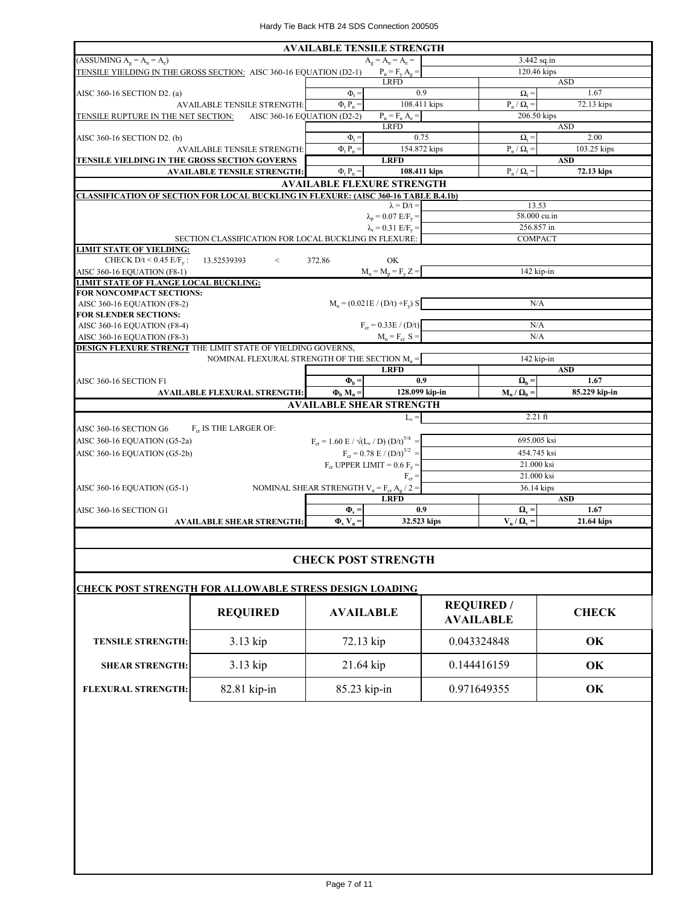## AVAILABLE TENSILE STRENGTH

| | | | | |
|---|---|---|---|---|
| (ASSUMING $A_g = A_n = A_e$) | $A_g = A_n = A_e =$ | 3.442 sq.in | | |
| TENSILE YIELDING IN THE GROSS SECTION: AISC 360-16 EQUATION (D2-1) | $P_n = F_y A_g =$ | 120.46 kips | | |
| | LRFD | | ASD | |
| AISC 360-16 SECTION D2. (a) | $\Phi_t =$ | 0.9 | $\Omega_t =$ | 1.67 |
| AVAILABLE TENSILE STRENGTH: | $\Phi_t P_n =$ | 108.411 kips | $P_n / \Omega_t =$ | 72.13 kips |
| TENSILE RUPTURE IN THE NET SECTION: AISC 360-16 EQUATION (D2-2) | $P_n = F_u A_e =$ | 206.50 kips | | |
| | LRFD | | ASD | |
| AISC 360-16 SECTION D2. (b) | $\Phi_t =$ | 0.75 | $\Omega_t =$ | 2.00 |
| AVAILABLE TENSILE STRENGTH: | $\Phi_t P_n =$ | 154.872 kips | $P_n / \Omega_t =$ | 103.25 kips |
| **TENSILE YIELDING IN THE GROSS SECTION GOVERNS** | **LRFD** | | **ASD** | |
| **AVAILABLE TENSILE STRENGTH:** | $\Phi_t P_n =$ | **108.411 kips** | $P_n / \Omega_t =$ | **72.13 kips** |

## AVAILABLE FLEXURE STRENGTH

| | | | | |
|---|---|---|---|---|
| **CLASSIFICATION OF SECTION FOR LOCAL BUCKLING IN FLEXURE: (AISC 360-16 TABLE B.4.1b)** | | | | |
| | $\lambda = D/t =$ | 13.53 | | |
| | $\lambda_p = 0.07\ E/F_y =$ | 58.000 cu.in | | |
| | $\lambda_r = 0.31\ E/F_y =$ | 256.857 in | | |
| SECTION CLASSIFICATION FOR LOCAL BUCKLING IN FLEXURE: | | COMPACT | | |
| **LIMIT STATE OF YIELDING:** | | | | |
| CHECK $D/t < 0.45\ E/F_y$: 13.52539393 < 372.86 | OK | | | |
| AISC 360-16 EQUATION (F8-1) | $M_n = M_p = F_y Z =$ | 142 kip-in | | |
| **LIMIT STATE OF FLANGE LOCAL BUCKLING:** | | | | |
| **FOR NONCOMPACT SECTIONS:** | | | | |
| AISC 360-16 EQUATION (F8-2) | $M_n = (0.021E / (D/t) + F_y)\ S$ | N/A | | |
| **FOR SLENDER SECTIONS:** | | | | |
| AISC 360-16 EQUATION (F8-4) | $F_{cr} = 0.33E / (D/t)$ | N/A | | |
| AISC 360-16 EQUATION (F8-3) | $M_n = F_{cr}\ S =$ | N/A | | |
| **DESIGN FLEXURE STRENGT** THE LIMIT STATE OF YIELDING GOVERNS, | | | | |
| NOMINAL FLEXURAL STRENGTH OF THE SECTION $M_n =$ | | 142 kip-in | | |
| | **LRFD** | | **ASD** | |
| AISC 360-16 SECTION F1 | $\Phi_b =$ | **0.9** | $\Omega_b =$ | **1.67** |
| **AVAILABLE FLEXURAL STRENGTH:** | $\Phi_b M_n =$ | **128.099 kip-in** | $M_n / \Omega_b =$ | **85.229 kip-in** |

## AVAILABLE SHEAR STRENGTH

| | | | | |
|---|---|---|---|---|
| | $L_v =$ | 2.21 ft | | |
| AISC 360-16 SECTION G6 $F_{cr}$ IS THE LARGER OF: | | | | |
| AISC 360-16 EQUATION (G5-2a) | $F_{cr} = 1.60\ E / \sqrt{(L_v / D)}\ (D/t)^{5/4} =$ | 695.005 ksi | | |
| AISC 360-16 EQUATION (G5-2b) | $F_{cr} = 0.78\ E / (D/t)^{3/2} =$ | 454.745 ksi | | |
| | $F_{cr}$ UPPER LIMIT $= 0.6\ F_y =$ | 21.000 ksi | | |
| | $F_{cr} =$ | 21.000 ksi | | |
| AISC 360-16 EQUATION (G5-1) | NOMINAL SHEAR STRENGTH $V_n = F_{cr} A_g / 2 =$ | 36.14 kips | | |
| | **LRFD** | | **ASD** | |
| AISC 360-16 SECTION G1 | $\Phi_v =$ | **0.9** | $\Omega_v =$ | **1.67** |
| **AVAILABLE SHEAR STRENGTH:** | $\Phi_v V_n =$ | **32.523 kips** | $V_n / \Omega_v =$ | **21.64 kips** |

## CHECK POST STRENGTH

### CHECK POST STRENGTH FOR ALLOWABLE STRESS DESIGN LOADING

| | REQUIRED | AVAILABLE | REQUIRED / AVAILABLE | CHECK |
|---|---|---|---|---|
| **TENSILE STRENGTH:** | 3.13 kip | 72.13 kip | 0.043324848 | **OK** |
| **SHEAR STRENGTH:** | 3.13 kip | 21.64 kip | 0.144416159 | **OK** |
| **FLEXURAL STRENGTH:** | 82.81 kip-in | 85.23 kip-in | 0.971649355 | **OK** |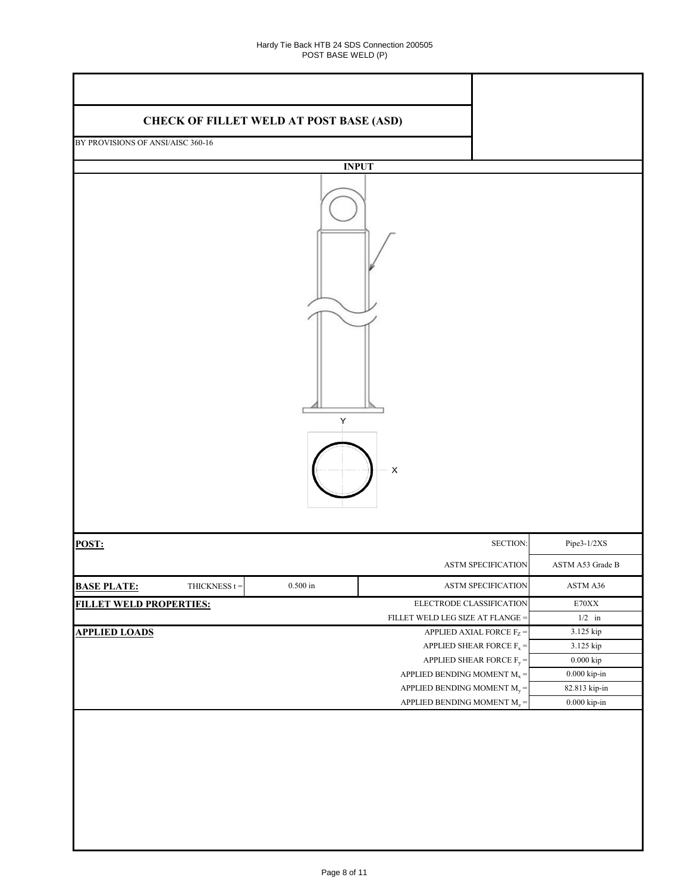## CHECK OF FILLET WELD AT POST BASE (ASD)

BY PROVISIONS OF ANSI/AISC 360-16

**INPUT**

Y

X

| | | | |
|---|---|---|---|
| **POST:** | | SECTION: | Pipe3-1/2XS |
| | | ASTM SPECIFICATION | ASTM A53 Grade B |
| **BASE PLATE:** | THICKNESS t = 0.500 in | ASTM SPECIFICATION | ASTM A36 |
| **FILLET WELD PROPERTIES:** | | ELECTRODE CLASSIFICATION | E70XX |
| | | FILLET WELD LEG SIZE AT FLANGE = | 1/2 in |
| **APPLIED LOADS** | | APPLIED AXIAL FORCE $F_Z$ = | 3.125 kip |
| | | APPLIED SHEAR FORCE $F_x$ = | 3.125 kip |
| | | APPLIED SHEAR FORCE $F_y$ = | 0.000 kip |
| | | APPLIED BENDING MOMENT $M_x$ = | 0.000 kip-in |
| | | APPLIED BENDING MOMENT $M_y$ = | 82.813 kip-in |
| | | APPLIED BENDING MOMENT $M_z$ = | 0.000 kip-in |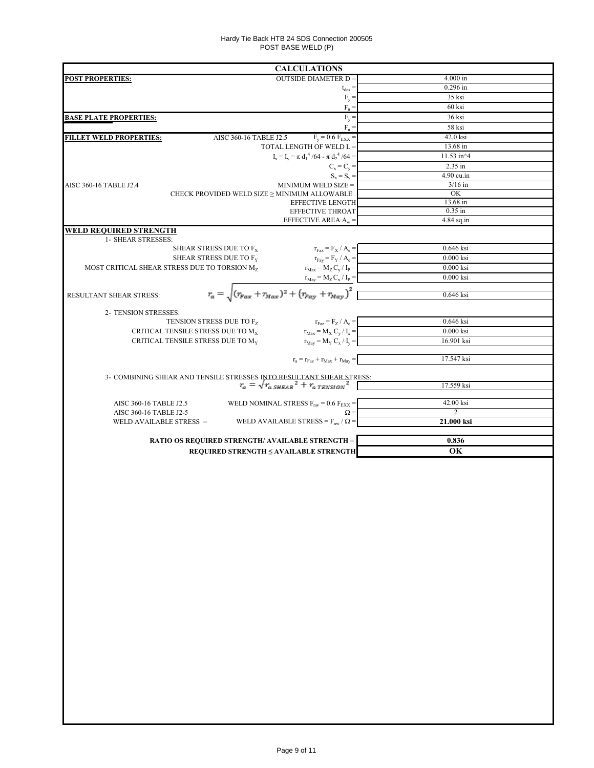Hardy Tie Back HTB 24 SDS Connection 200505

POST BASE WELD (P)

## CALCULATIONS

| | | |
|---|---|---|
| **POST PROPERTIES:** | OUTSIDE DIAMETER D = | 4.000 in |
| | $t_{des}$ = | 0.296 in |
| | $F_y$ = | 35 ksi |
| | $F_u$ = | 60 ksi |
| **BASE PLATE PROPERTIES:** | $F_y$ = | 36 ksi |
| | $F_u$ = | 58 ksi |
| **FILLET WELD PROPERTIES:** AISC 360-16 TABLE J2.5 | $F_y = 0.6\ F_{EXX}$ = | 42.0 ksi |
| | TOTAL LENGTH OF WELD L = | 13.68 in |
| | $I_x = I_y = \pi\ d_1^4 / 64 - \pi\ d_2^4 / 64$ = | 11.53 in^4 |
| | $C_x = C_y$ = | 2.35 in |
| | $S_x = S_y$ = | 4.90 cu.in |
| AISC 360-16 TABLE J2.4 | MINIMUM WELD SIZE = | 3/16 in |
| | CHECK PROVIDED WELD SIZE ≥ MINIMUM ALLOWABLE | OK |
| | EFFECTIVE LENGTH | 13.68 in |
| | EFFECTIVE THROAT | 0.35 in |
| | EFFECTIVE AREA $A_w$ = | 4.84 sq.in |

### WELD REQUIRED STRENGTH

1- SHEAR STRESSES:

| | | |
|---|---|---|
| SHEAR STRESS DUE TO $F_X$ | $r_{Fax} = F_X / A_e$ = | 0.646 ksi |
| SHEAR STRESS DUE TO $F_Y$ | $r_{Fay} = F_Y / A_e$ = | 0.000 ksi |
| MOST CRITICAL SHEAR STRESS DUE TO TORSION $M_Z$ | $r_{Max} = M_Z\ C_y / I_P$ = | 0.000 ksi |
| | $r_{May} = M_Z\ C_x / I_P$ = | 0.000 ksi |
| RESULTANT SHEAR STRESS: | $r_a = \sqrt{(r_{Fax} + r_{Max})^2 + (r_{Fay} + r_{May})^2}$ | 0.646 ksi |

2- TENSION STRESSES:

| | | |
|---|---|---|
| TENSION STRESS DUE TO $F_Z$ | $r_{Faz} = F_Z / A_e$ = | 0.646 ksi |
| CRITICAL TENSILE STRESS DUE TO $M_X$ | $r_{Max} = M_X\ C_y / I_x$ = | 0.000 ksi |
| CRITICAL TENSILE STRESS DUE TO $M_Y$ | $r_{May} = M_Y\ C_x / I_y$ = | 16.901 ksi |
| | $r_a = r_{Faz} + r_{Max} + r_{May}$ = | 17.547 ksi |

3- COMBINING SHEAR AND TENSILE STRESSES INTO RESULTANT SHEAR STRESS:

| | | |
|---|---|---|
| | $r_a = \sqrt{r_{a\ SHEAR}^2 + r_{a\ TENSION}^2}$ | 17.559 ksi |
| AISC 360-16 TABLE J2.5 | WELD NOMINAL STRESS $F_{nw} = 0.6\ F_{EXX}$ = | 42.00 ksi |
| AISC 360-16 TABLE J2-5 | $\Omega$ = | 2 |
| WELD AVAILABLE STRESS = | WELD AVAILABLE STRESS = $F_{nw} / \Omega$ = | **21.000 ksi** |
| | **RATIO OS REQUIRED STRENGTH/ AVAILABLE STRENGTH =** | **0.836** |
| | **REQUIRED STRENGTH ≤ AVAILABLE STRENGTH** | **OK** |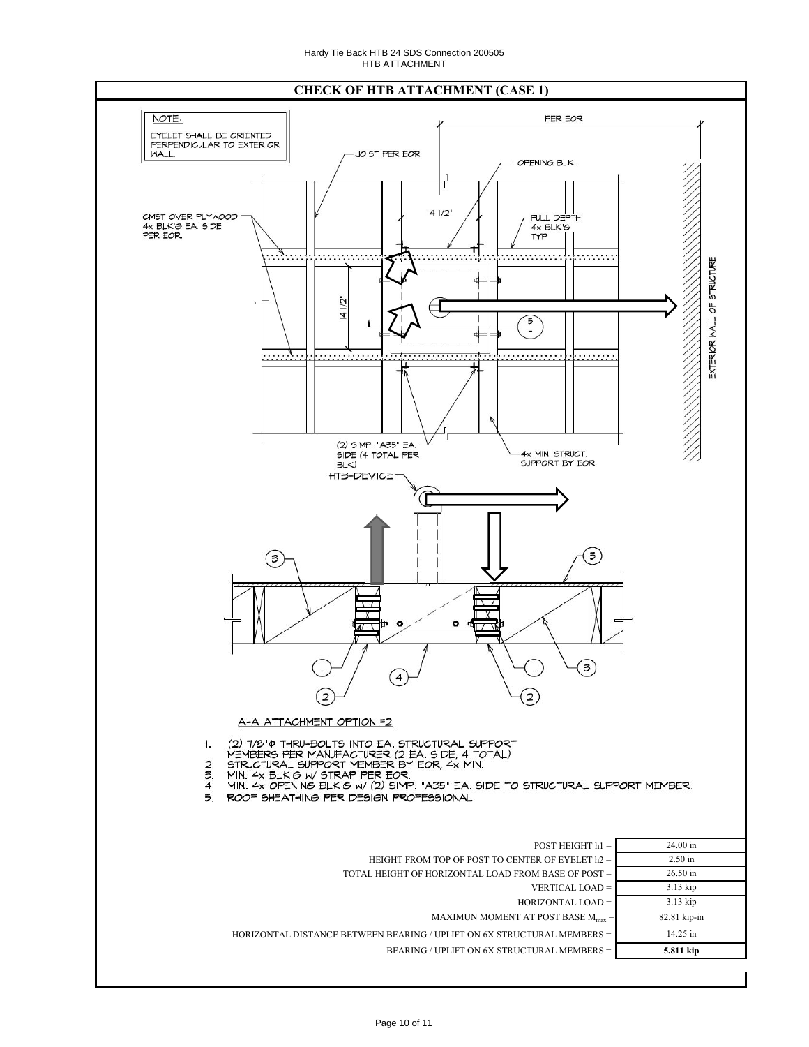## CHECK OF HTB ATTACHMENT (CASE 1)

NOTE:
EYELET SHALL BE ORIENTED PERPENDICULAR TO EXTERIOR WALL.

PER EOR

JOIST PER EOR

OPENING BLK.

CMST OVER PLYWOOD 4x BLK'G EA. SIDE PER EOR.

14 1/2"

FULL DEPTH 4x BLK'G TYP

14 1/2"

EXTERIOR WALL OF STRUCTURE

(2) SIMP. "A35" EA. SIDE (4 TOTAL PER BLK)

4x MIN. STRUCT. SUPPORT BY EOR.

HTB-DEVICE

A-A ATTACHMENT OPTION #2

1. (2) 7/8"Φ THRU-BOLTS INTO EA. STRUCTURAL SUPPORT MEMBERS PER MANUFACTURER (2 EA. SIDE, 4 TOTAL)
2. STRUCTURAL SUPPORT MEMBER BY EOR, 4x MIN.
3. MIN. 4x BLK'G w/ STRAP PER EOR.
4. MIN. 4x OPENING BLK'G w/ (2) SIMP. "A35" EA. SIDE TO STRUCTURAL SUPPORT MEMBER.
5. ROOF SHEATHING PER DESIGN PROFESSIONAL

| | |
|---|---|
| POST HEIGHT h1 = | 24.00 in |
| HEIGHT FROM TOP OF POST TO CENTER OF EYELET h2 = | 2.50 in |
| TOTAL HEIGHT OF HORIZONTAL LOAD FROM BASE OF POST = | 26.50 in |
| VERTICAL LOAD = | 3.13 kip |
| HORIZONTAL LOAD = | 3.13 kip |
| MAXIMUN MOMENT AT POST BASE $M_{max}$ = | 82.81 kip-in |
| HORIZONTAL DISTANCE BETWEEN BEARING / UPLIFT ON 6X STRUCTURAL MEMBERS = | 14.25 in |
| BEARING / UPLIFT ON 6X STRUCTURAL MEMBERS = | **5.811 kip** |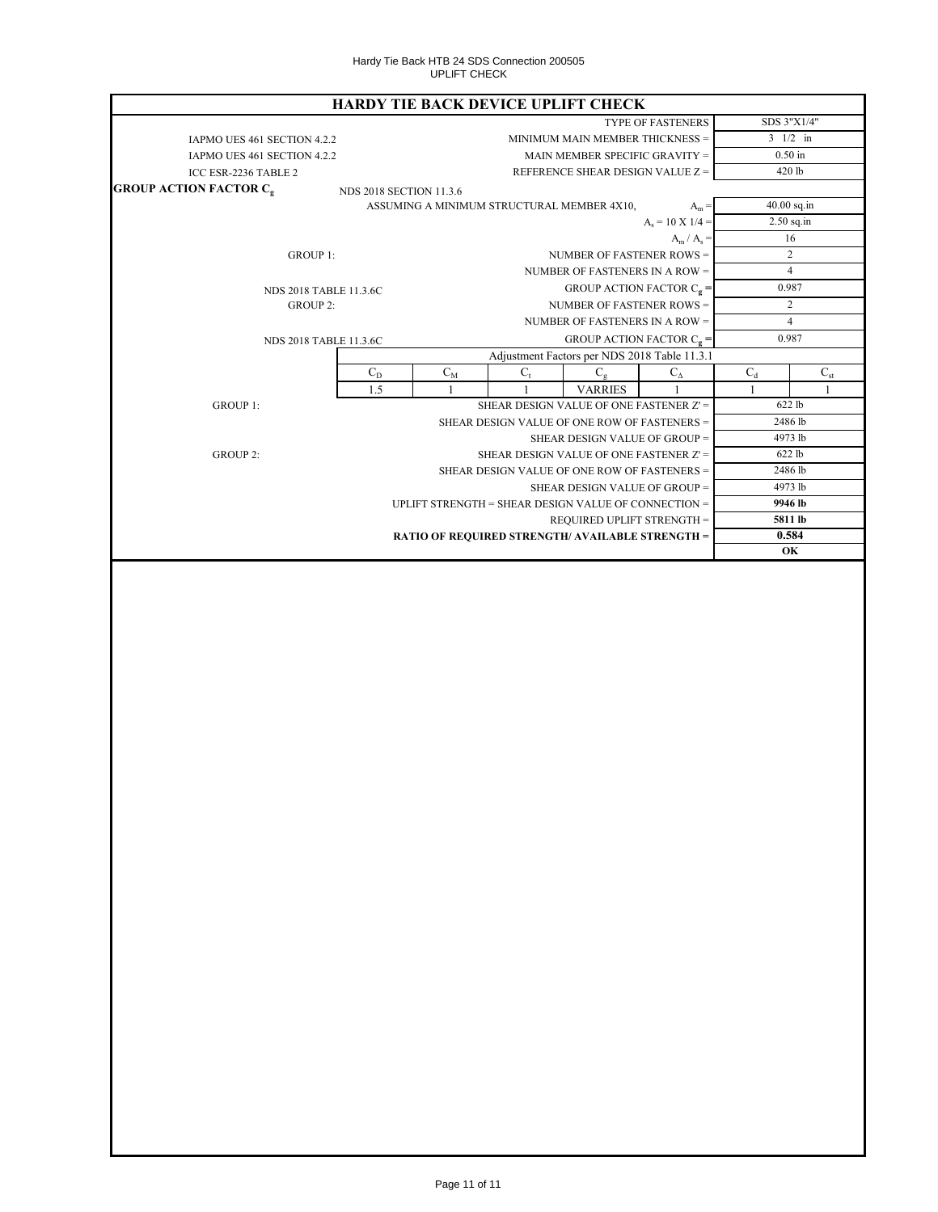# HARDY TIE BACK DEVICE UPLIFT CHECK

| | | |
|---|---|---|
| | TYPE OF FASTENERS | SDS 3"X1/4" |
| IAPMO UES 461 SECTION 4.2.2 | MINIMUM MAIN MEMBER THICKNESS = | 3 1/2 in |
| IAPMO UES 461 SECTION 4.2.2 | MAIN MEMBER SPECIFIC GRAVITY = | 0.50 in |
| ICC ESR-2236 TABLE 2 | REFERENCE SHEAR DESIGN VALUE Z = | 420 lb |

**GROUP ACTION FACTOR $C_g$** NDS 2018 SECTION 11.3.6

| | | |
|---|---|---|
| ASSUMING A MINIMUM STRUCTURAL MEMBER 4X10, | $A_m$ = | 40.00 sq.in |
| | $A_s$ = 10 X 1/4 = | 2.50 sq.in |
| | $A_m$ / $A_s$ = | 16 |
| GROUP 1: | NUMBER OF FASTENER ROWS = | 2 |
| | NUMBER OF FASTENERS IN A ROW = | 4 |
| NDS 2018 TABLE 11.3.6C | GROUP ACTION FACTOR $C_g$ = | 0.987 |
| GROUP 2: | NUMBER OF FASTENER ROWS = | 2 |
| | NUMBER OF FASTENERS IN A ROW = | 4 |
| NDS 2018 TABLE 11.3.6C | GROUP ACTION FACTOR $C_g$ = | 0.987 |

Adjustment Factors per NDS 2018 Table 11.3.1

| $C_D$ | $C_M$ | $C_t$ | $C_g$ | $C_\Delta$ | $C_d$ | $C_{st}$ |
|---|---|---|---|---|---|---|
| 1.5 | 1 | 1 | VARRIES | 1 | 1 | 1 |

| | | |
|---|---|---|
| GROUP 1: | SHEAR DESIGN VALUE OF ONE FASTENER Z' = | 622 lb |
| | SHEAR DESIGN VALUE OF ONE ROW OF FASTENERS = | 2486 lb |
| | SHEAR DESIGN VALUE OF GROUP = | 4973 lb |
| GROUP 2: | SHEAR DESIGN VALUE OF ONE FASTENER Z' = | 622 lb |
| | SHEAR DESIGN VALUE OF ONE ROW OF FASTENERS = | 2486 lb |
| | SHEAR DESIGN VALUE OF GROUP = | 4973 lb |
| | UPLIFT STRENGTH = SHEAR DESIGN VALUE OF CONNECTION = | **9946 lb** |
| | REQUIRED UPLIFT STRENGTH = | **5811 lb** |
| | **RATIO OF REQUIRED STRENGTH/ AVAILABLE STRENGTH =** | **0.584** |
| | | **OK** |